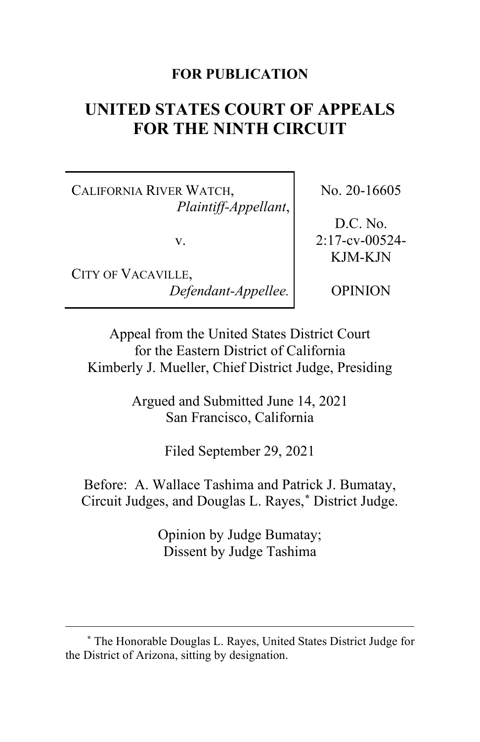**FOR PUBLICATION**

# UNITED STATES COURT OF APPEALS FOR THE NINTH CIRCUIT

| | |
|---|---|
| CALIFORNIA RIVER WATCH, *Plaintiff-Appellant*, v. CITY OF VACAVILLE, *Defendant-Appellee.* | No. 20-16605 D.C. No. 2:17-cv-00524-KJM-KJN OPINION |

Appeal from the United States District Court for the Eastern District of California
Kimberly J. Mueller, Chief District Judge, Presiding

Argued and Submitted June 14, 2021
San Francisco, California

Filed September 29, 2021

Before: A. Wallace Tashima and Patrick J. Bumatay, Circuit Judges, and Douglas L. Rayes,* District Judge.

Opinion by Judge Bumatay;
Dissent by Judge Tashima

---

* The Honorable Douglas L. Rayes, United States District Judge for the District of Arizona, sitting by designation.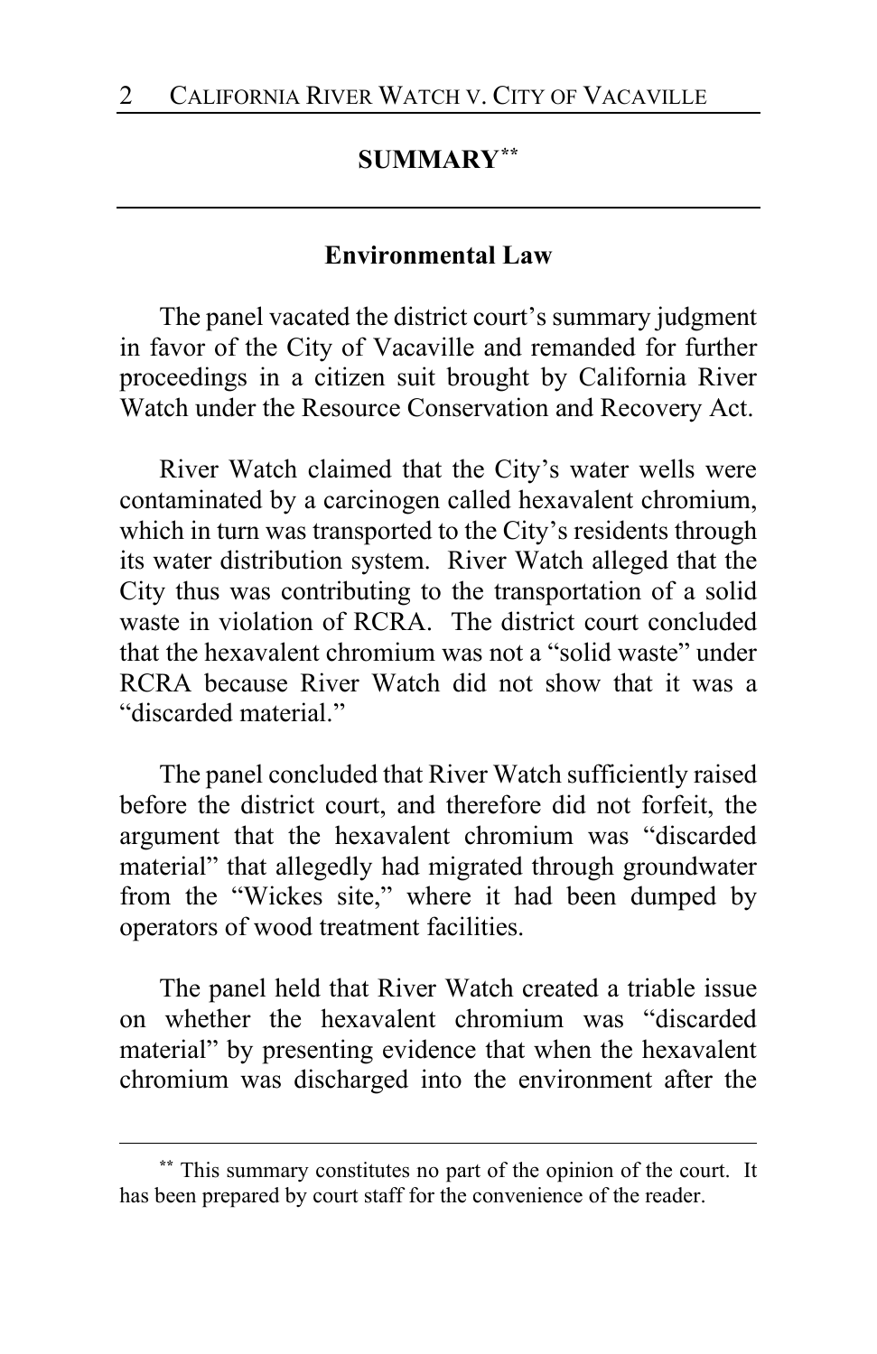## SUMMARY[**]

### Environmental Law

The panel vacated the district court's summary judgment in favor of the City of Vacaville and remanded for further proceedings in a citizen suit brought by California River Watch under the Resource Conservation and Recovery Act.

River Watch claimed that the City's water wells were contaminated by a carcinogen called hexavalent chromium, which in turn was transported to the City's residents through its water distribution system. River Watch alleged that the City thus was contributing to the transportation of a solid waste in violation of RCRA. The district court concluded that the hexavalent chromium was not a "solid waste" under RCRA because River Watch did not show that it was a "discarded material."

The panel concluded that River Watch sufficiently raised before the district court, and therefore did not forfeit, the argument that the hexavalent chromium was "discarded material" that allegedly had migrated through groundwater from the "Wickes site," where it had been dumped by operators of wood treatment facilities.

The panel held that River Watch created a triable issue on whether the hexavalent chromium was "discarded material" by presenting evidence that when the hexavalent chromium was discharged into the environment after the

[**] This summary constitutes no part of the opinion of the court. It has been prepared by court staff for the convenience of the reader.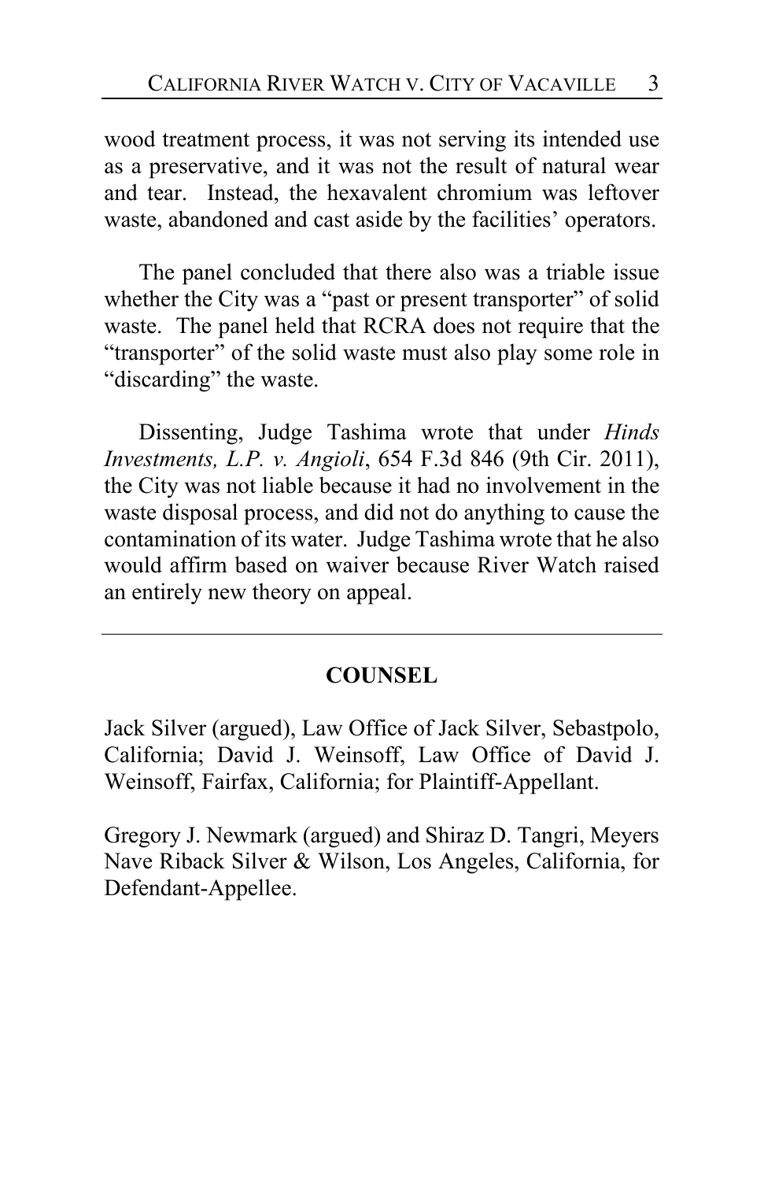wood treatment process, it was not serving its intended use as a preservative, and it was not the result of natural wear and tear. Instead, the hexavalent chromium was leftover waste, abandoned and cast aside by the facilities' operators.

The panel concluded that there also was a triable issue whether the City was a "past or present transporter" of solid waste. The panel held that RCRA does not require that the "transporter" of the solid waste must also play some role in "discarding" the waste.

Dissenting, Judge Tashima wrote that under *Hinds Investments, L.P. v. Angioli*, 654 F.3d 846 (9th Cir. 2011), the City was not liable because it had no involvement in the waste disposal process, and did not do anything to cause the contamination of its water. Judge Tashima wrote that he also would affirm based on waiver because River Watch raised an entirely new theory on appeal.

---

## COUNSEL

Jack Silver (argued), Law Office of Jack Silver, Sebastpolo, California; David J. Weinsoff, Law Office of David J. Weinsoff, Fairfax, California; for Plaintiff-Appellant.

Gregory J. Newmark (argued) and Shiraz D. Tangri, Meyers Nave Riback Silver & Wilson, Los Angeles, California, for Defendant-Appellee.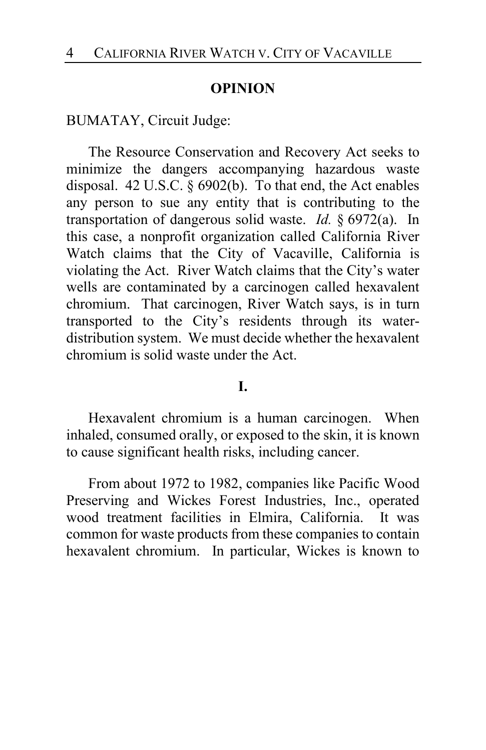**OPINION**

BUMATAY, Circuit Judge:

The Resource Conservation and Recovery Act seeks to minimize the dangers accompanying hazardous waste disposal. 42 U.S.C. § 6902(b). To that end, the Act enables any person to sue any entity that is contributing to the transportation of dangerous solid waste. *Id.* § 6972(a). In this case, a nonprofit organization called California River Watch claims that the City of Vacaville, California is violating the Act. River Watch claims that the City's water wells are contaminated by a carcinogen called hexavalent chromium. That carcinogen, River Watch says, is in turn transported to the City's residents through its water-distribution system. We must decide whether the hexavalent chromium is solid waste under the Act.

**I.**

Hexavalent chromium is a human carcinogen. When inhaled, consumed orally, or exposed to the skin, it is known to cause significant health risks, including cancer.

From about 1972 to 1982, companies like Pacific Wood Preserving and Wickes Forest Industries, Inc., operated wood treatment facilities in Elmira, California. It was common for waste products from these companies to contain hexavalent chromium. In particular, Wickes is known to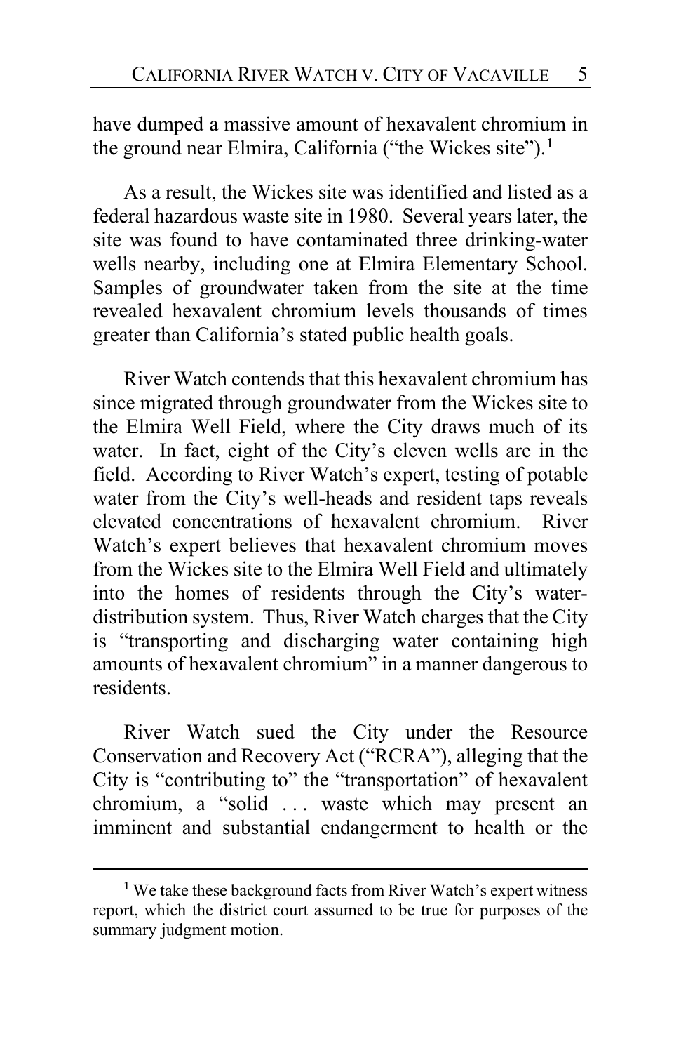have dumped a massive amount of hexavalent chromium in the ground near Elmira, California ("the Wickes site").[1]

As a result, the Wickes site was identified and listed as a federal hazardous waste site in 1980. Several years later, the site was found to have contaminated three drinking-water wells nearby, including one at Elmira Elementary School. Samples of groundwater taken from the site at the time revealed hexavalent chromium levels thousands of times greater than California's stated public health goals.

River Watch contends that this hexavalent chromium has since migrated through groundwater from the Wickes site to the Elmira Well Field, where the City draws much of its water. In fact, eight of the City's eleven wells are in the field. According to River Watch's expert, testing of potable water from the City's well-heads and resident taps reveals elevated concentrations of hexavalent chromium. River Watch's expert believes that hexavalent chromium moves from the Wickes site to the Elmira Well Field and ultimately into the homes of residents through the City's water-distribution system. Thus, River Watch charges that the City is "transporting and discharging water containing high amounts of hexavalent chromium" in a manner dangerous to residents.

River Watch sued the City under the Resource Conservation and Recovery Act ("RCRA"), alleging that the City is "contributing to" the "transportation" of hexavalent chromium, a "solid . . . waste which may present an imminent and substantial endangerment to health or the

---

[1] We take these background facts from River Watch's expert witness report, which the district court assumed to be true for purposes of the summary judgment motion.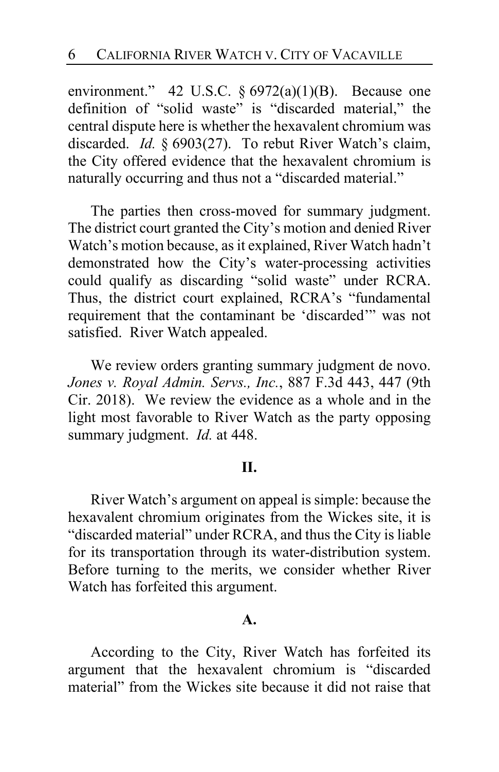environment." 42 U.S.C. § 6972(a)(1)(B). Because one definition of "solid waste" is "discarded material," the central dispute here is whether the hexavalent chromium was discarded. *Id.* § 6903(27). To rebut River Watch's claim, the City offered evidence that the hexavalent chromium is naturally occurring and thus not a "discarded material."

The parties then cross-moved for summary judgment. The district court granted the City's motion and denied River Watch's motion because, as it explained, River Watch hadn't demonstrated how the City's water-processing activities could qualify as discarding "solid waste" under RCRA. Thus, the district court explained, RCRA's "fundamental requirement that the contaminant be 'discarded'" was not satisfied. River Watch appealed.

We review orders granting summary judgment de novo. *Jones v. Royal Admin. Servs., Inc.*, 887 F.3d 443, 447 (9th Cir. 2018). We review the evidence as a whole and in the light most favorable to River Watch as the party opposing summary judgment. *Id.* at 448.

## II.

River Watch's argument on appeal is simple: because the hexavalent chromium originates from the Wickes site, it is "discarded material" under RCRA, and thus the City is liable for its transportation through its water-distribution system. Before turning to the merits, we consider whether River Watch has forfeited this argument.

### A.

According to the City, River Watch has forfeited its argument that the hexavalent chromium is "discarded material" from the Wickes site because it did not raise that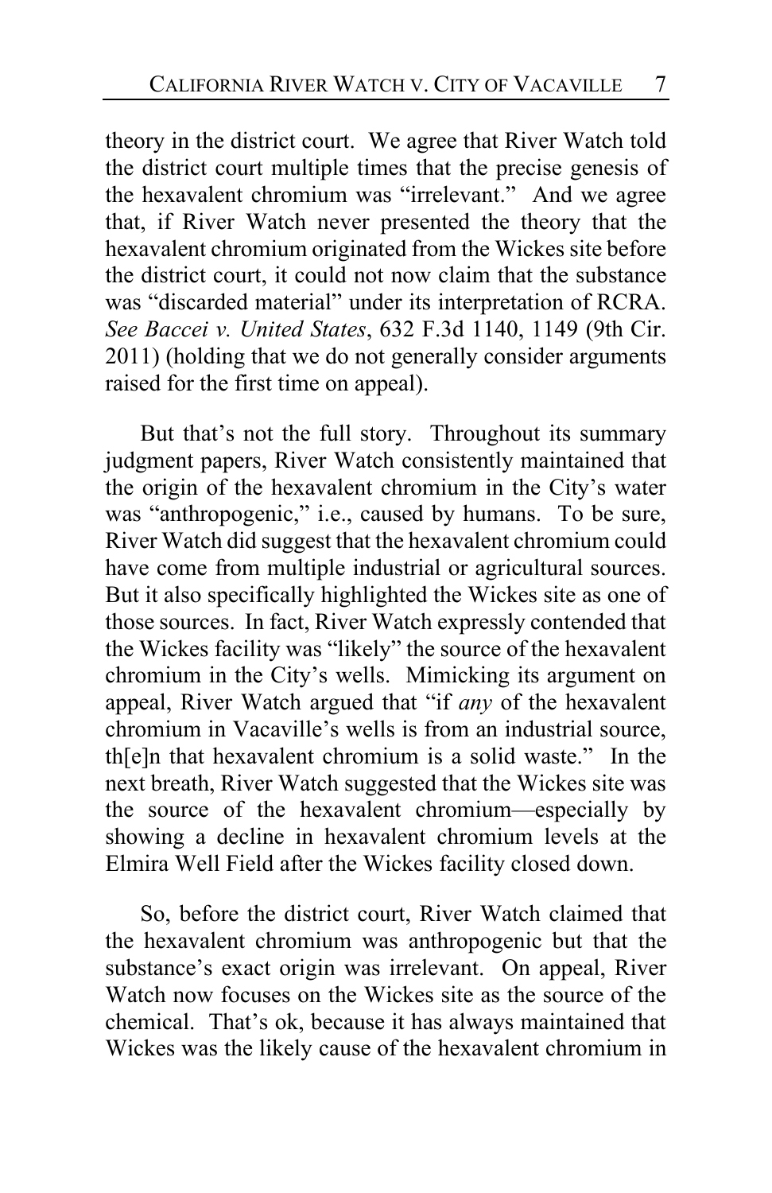theory in the district court. We agree that River Watch told the district court multiple times that the precise genesis of the hexavalent chromium was "irrelevant." And we agree that, if River Watch never presented the theory that the hexavalent chromium originated from the Wickes site before the district court, it could not now claim that the substance was "discarded material" under its interpretation of RCRA. *See Baccei v. United States*, 632 F.3d 1140, 1149 (9th Cir. 2011) (holding that we do not generally consider arguments raised for the first time on appeal).

But that's not the full story. Throughout its summary judgment papers, River Watch consistently maintained that the origin of the hexavalent chromium in the City's water was "anthropogenic," i.e., caused by humans. To be sure, River Watch did suggest that the hexavalent chromium could have come from multiple industrial or agricultural sources. But it also specifically highlighted the Wickes site as one of those sources. In fact, River Watch expressly contended that the Wickes facility was "likely" the source of the hexavalent chromium in the City's wells. Mimicking its argument on appeal, River Watch argued that "if *any* of the hexavalent chromium in Vacaville's wells is from an industrial source, th[e]n that hexavalent chromium is a solid waste." In the next breath, River Watch suggested that the Wickes site was the source of the hexavalent chromium—especially by showing a decline in hexavalent chromium levels at the Elmira Well Field after the Wickes facility closed down.

So, before the district court, River Watch claimed that the hexavalent chromium was anthropogenic but that the substance's exact origin was irrelevant. On appeal, River Watch now focuses on the Wickes site as the source of the chemical. That's ok, because it has always maintained that Wickes was the likely cause of the hexavalent chromium in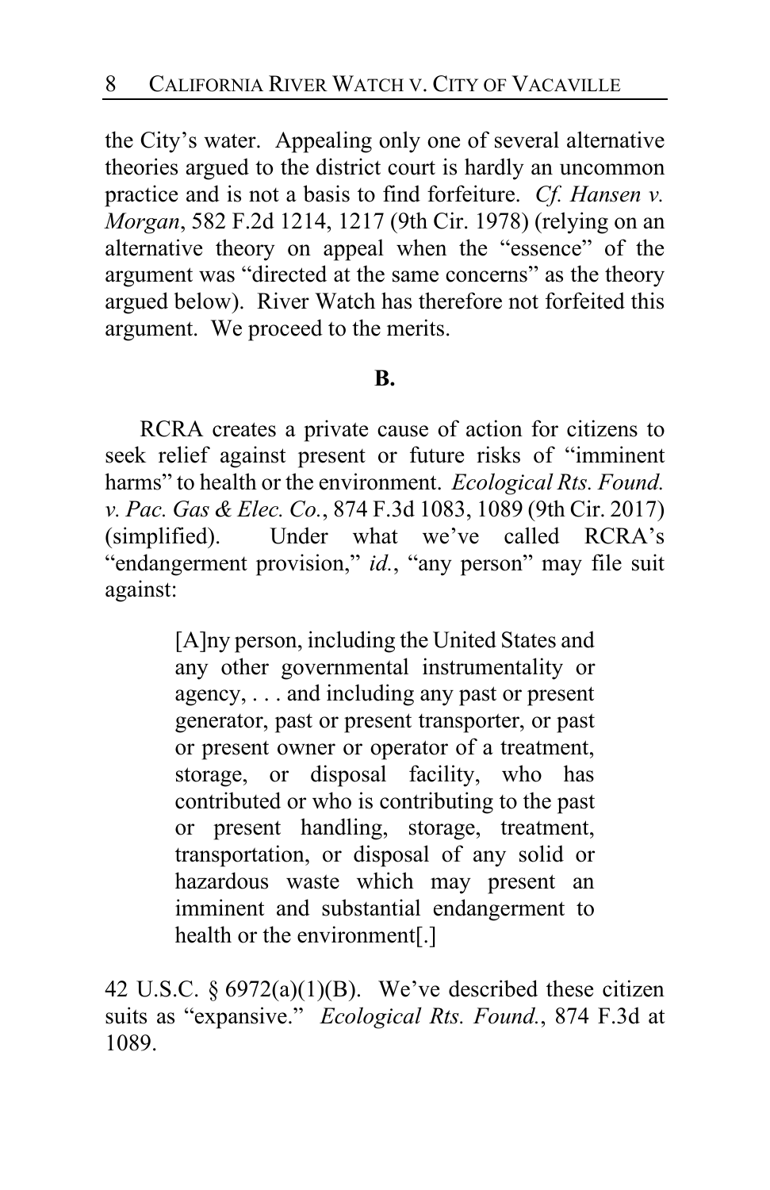the City's water. Appealing only one of several alternative theories argued to the district court is hardly an uncommon practice and is not a basis to find forfeiture. *Cf. Hansen v. Morgan*, 582 F.2d 1214, 1217 (9th Cir. 1978) (relying on an alternative theory on appeal when the "essence" of the argument was "directed at the same concerns" as the theory argued below). River Watch has therefore not forfeited this argument. We proceed to the merits.

**B.**

RCRA creates a private cause of action for citizens to seek relief against present or future risks of "imminent harms" to health or the environment. *Ecological Rts. Found. v. Pac. Gas & Elec. Co.*, 874 F.3d 1083, 1089 (9th Cir. 2017) (simplified). Under what we've called RCRA's "endangerment provision," *id.*, "any person" may file suit against:

> [A]ny person, including the United States and any other governmental instrumentality or agency, . . . and including any past or present generator, past or present transporter, or past or present owner or operator of a treatment, storage, or disposal facility, who has contributed or who is contributing to the past or present handling, storage, treatment, transportation, or disposal of any solid or hazardous waste which may present an imminent and substantial endangerment to health or the environment[.]

42 U.S.C. § 6972(a)(1)(B). We've described these citizen suits as "expansive." *Ecological Rts. Found.*, 874 F.3d at 1089.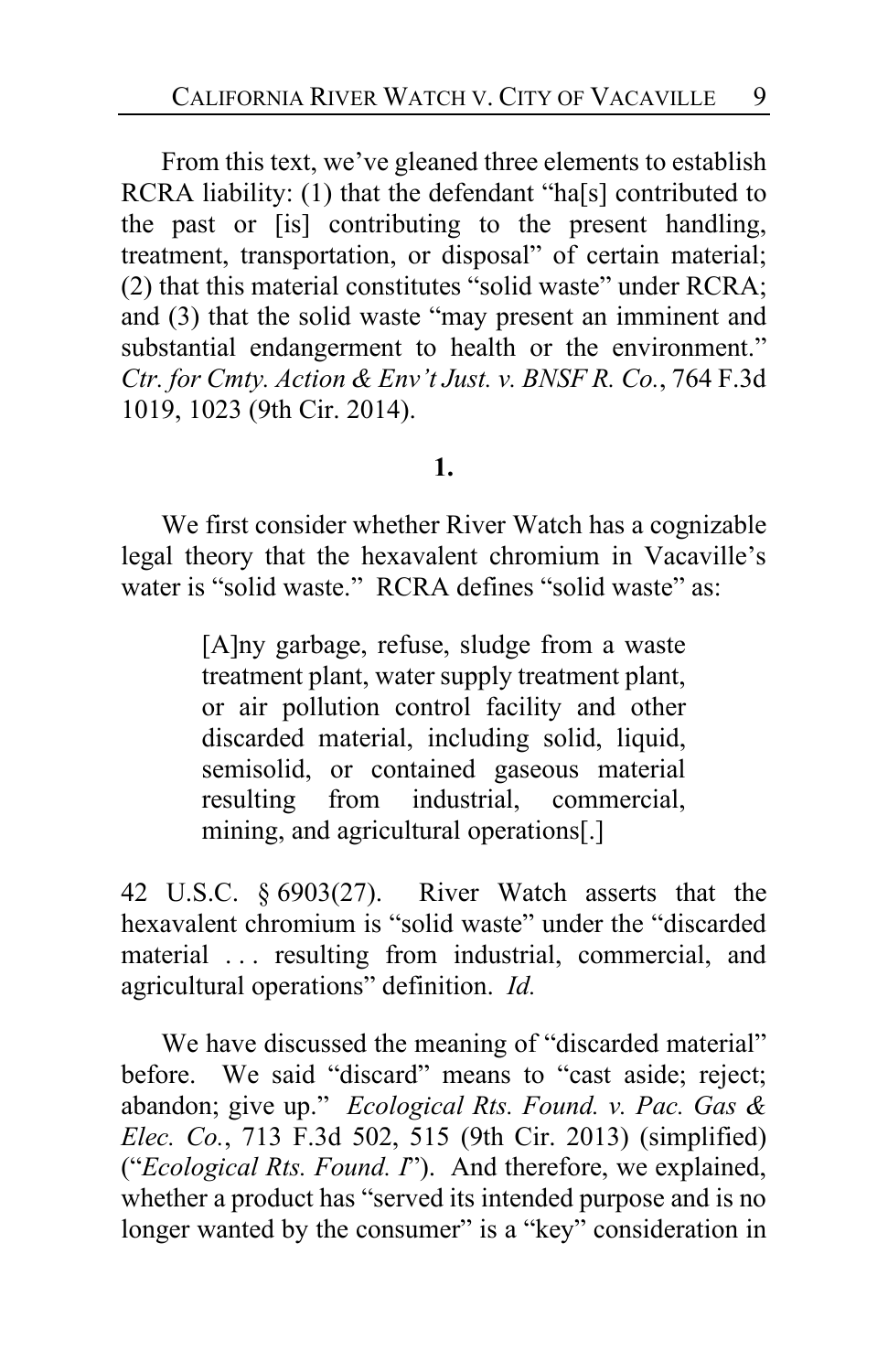From this text, we've gleaned three elements to establish RCRA liability: (1) that the defendant "ha[s] contributed to the past or [is] contributing to the present handling, treatment, transportation, or disposal" of certain material; (2) that this material constitutes "solid waste" under RCRA; and (3) that the solid waste "may present an imminent and substantial endangerment to health or the environment." *Ctr. for Cmty. Action & Env't Just. v. BNSF R. Co.*, 764 F.3d 1019, 1023 (9th Cir. 2014).

**1.**

We first consider whether River Watch has a cognizable legal theory that the hexavalent chromium in Vacaville's water is "solid waste." RCRA defines "solid waste" as:

> [A]ny garbage, refuse, sludge from a waste treatment plant, water supply treatment plant, or air pollution control facility and other discarded material, including solid, liquid, semisolid, or contained gaseous material resulting from industrial, commercial, mining, and agricultural operations[.]

42 U.S.C. § 6903(27). River Watch asserts that the hexavalent chromium is "solid waste" under the "discarded material . . . resulting from industrial, commercial, and agricultural operations" definition. *Id.*

We have discussed the meaning of "discarded material" before. We said "discard" means to "cast aside; reject; abandon; give up." *Ecological Rts. Found. v. Pac. Gas & Elec. Co.*, 713 F.3d 502, 515 (9th Cir. 2013) (simplified) ("*Ecological Rts. Found. I*"). And therefore, we explained, whether a product has "served its intended purpose and is no longer wanted by the consumer" is a "key" consideration in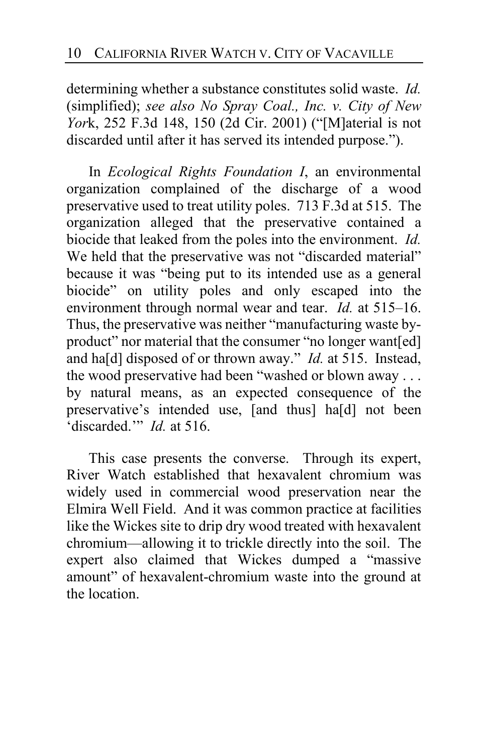determining whether a substance constitutes solid waste. *Id.* (simplified); *see also No Spray Coal., Inc. v. City of New York*, 252 F.3d 148, 150 (2d Cir. 2001) ("[M]aterial is not discarded until after it has served its intended purpose.").

In *Ecological Rights Foundation I*, an environmental organization complained of the discharge of a wood preservative used to treat utility poles. 713 F.3d at 515. The organization alleged that the preservative contained a biocide that leaked from the poles into the environment. *Id.* We held that the preservative was not "discarded material" because it was "being put to its intended use as a general biocide" on utility poles and only escaped into the environment through normal wear and tear. *Id.* at 515–16. Thus, the preservative was neither "manufacturing waste by-product" nor material that the consumer "no longer want[ed] and ha[d] disposed of or thrown away." *Id.* at 515. Instead, the wood preservative had been "washed or blown away . . . by natural means, as an expected consequence of the preservative's intended use, [and thus] ha[d] not been 'discarded.'" *Id.* at 516.

This case presents the converse. Through its expert, River Watch established that hexavalent chromium was widely used in commercial wood preservation near the Elmira Well Field. And it was common practice at facilities like the Wickes site to drip dry wood treated with hexavalent chromium—allowing it to trickle directly into the soil. The expert also claimed that Wickes dumped a "massive amount" of hexavalent-chromium waste into the ground at the location.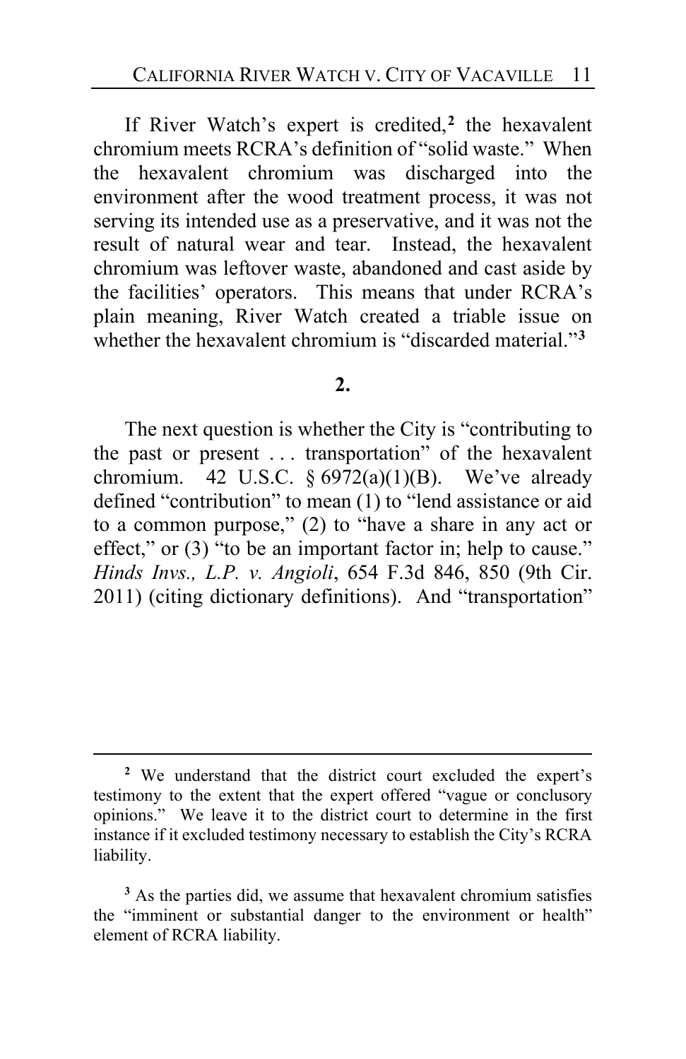If River Watch's expert is credited,[2] the hexavalent chromium meets RCRA's definition of "solid waste." When the hexavalent chromium was discharged into the environment after the wood treatment process, it was not serving its intended use as a preservative, and it was not the result of natural wear and tear. Instead, the hexavalent chromium was leftover waste, abandoned and cast aside by the facilities' operators. This means that under RCRA's plain meaning, River Watch created a triable issue on whether the hexavalent chromium is "discarded material."[3]

**2.**

The next question is whether the City is "contributing to the past or present . . . transportation" of the hexavalent chromium. 42 U.S.C. § 6972(a)(1)(B). We've already defined "contribution" to mean (1) to "lend assistance or aid to a common purpose," (2) to "have a share in any act or effect," or (3) "to be an important factor in; help to cause." *Hinds Invs., L.P. v. Angioli*, 654 F.3d 846, 850 (9th Cir. 2011) (citing dictionary definitions). And "transportation"

---

[2] We understand that the district court excluded the expert's testimony to the extent that the expert offered "vague or conclusory opinions." We leave it to the district court to determine in the first instance if it excluded testimony necessary to establish the City's RCRA liability.

[3] As the parties did, we assume that hexavalent chromium satisfies the "imminent or substantial danger to the environment or health" element of RCRA liability.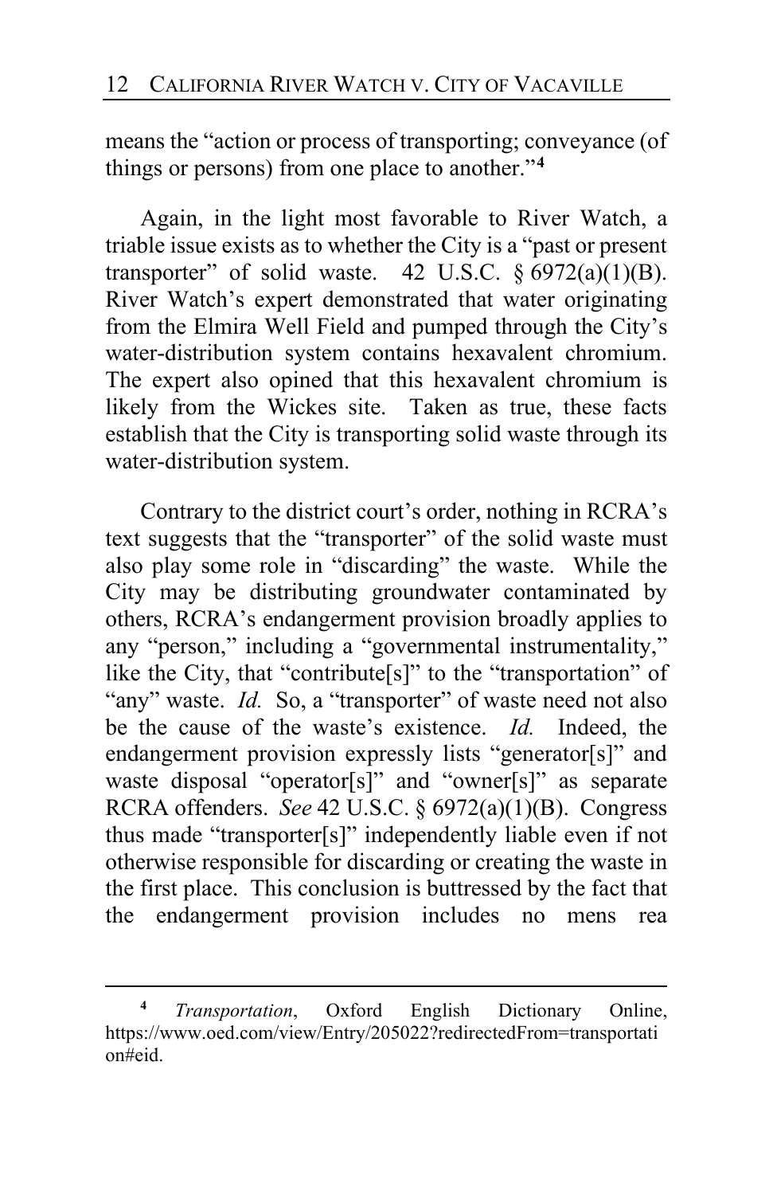means the "action or process of transporting; conveyance (of things or persons) from one place to another."[4]

Again, in the light most favorable to River Watch, a triable issue exists as to whether the City is a "past or present transporter" of solid waste. 42 U.S.C. § 6972(a)(1)(B). River Watch's expert demonstrated that water originating from the Elmira Well Field and pumped through the City's water-distribution system contains hexavalent chromium. The expert also opined that this hexavalent chromium is likely from the Wickes site. Taken as true, these facts establish that the City is transporting solid waste through its water-distribution system.

Contrary to the district court's order, nothing in RCRA's text suggests that the "transporter" of the solid waste must also play some role in "discarding" the waste. While the City may be distributing groundwater contaminated by others, RCRA's endangerment provision broadly applies to any "person," including a "governmental instrumentality," like the City, that "contribute[s]" to the "transportation" of "any" waste. *Id.* So, a "transporter" of waste need not also be the cause of the waste's existence. *Id.* Indeed, the endangerment provision expressly lists "generator[s]" and waste disposal "operator[s]" and "owner[s]" as separate RCRA offenders. *See* 42 U.S.C. § 6972(a)(1)(B). Congress thus made "transporter[s]" independently liable even if not otherwise responsible for discarding or creating the waste in the first place. This conclusion is buttressed by the fact that the endangerment provision includes no mens rea

---

[4] *Transportation*, Oxford English Dictionary Online, https://www.oed.com/view/Entry/205022?redirectedFrom=transportation#eid.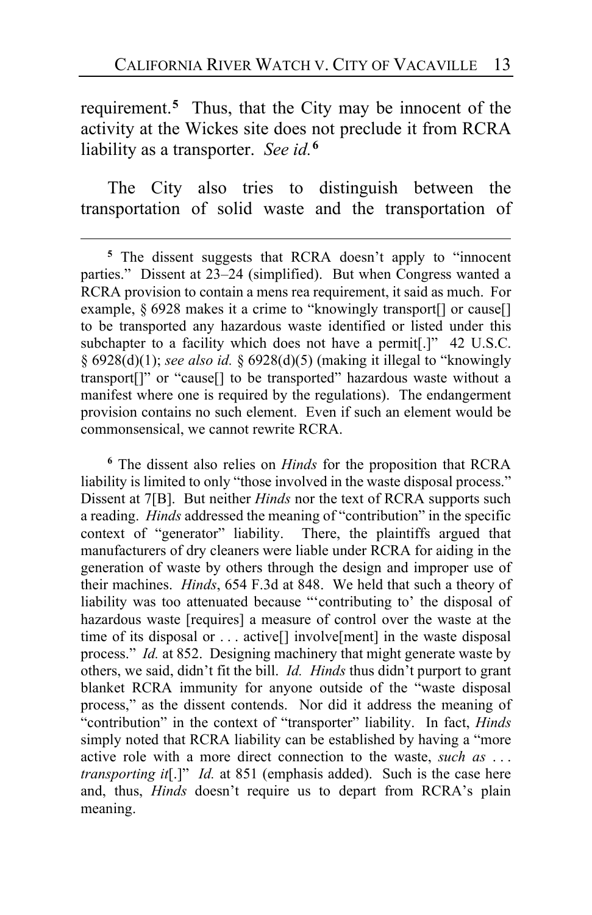requirement.[5] Thus, that the City may be innocent of the activity at the Wickes site does not preclude it from RCRA liability as a transporter. *See id.*[6]

The City also tries to distinguish between the transportation of solid waste and the transportation of

---

[5] The dissent suggests that RCRA doesn't apply to "innocent parties." Dissent at 23–24 (simplified). But when Congress wanted a RCRA provision to contain a mens rea requirement, it said as much. For example, § 6928 makes it a crime to "knowingly transport[] or cause[] to be transported any hazardous waste identified or listed under this subchapter to a facility which does not have a permit[.]" 42 U.S.C. § 6928(d)(1); *see also id.* § 6928(d)(5) (making it illegal to "knowingly transport[]" or "cause[] to be transported" hazardous waste without a manifest where one is required by the regulations). The endangerment provision contains no such element. Even if such an element would be commonsensical, we cannot rewrite RCRA.

[6] The dissent also relies on *Hinds* for the proposition that RCRA liability is limited to only "those involved in the waste disposal process." Dissent at 7[B]. But neither *Hinds* nor the text of RCRA supports such a reading. *Hinds* addressed the meaning of "contribution" in the specific context of "generator" liability. There, the plaintiffs argued that manufacturers of dry cleaners were liable under RCRA for aiding in the generation of waste by others through the design and improper use of their machines. *Hinds*, 654 F.3d at 848. We held that such a theory of liability was too attenuated because "'contributing to' the disposal of hazardous waste [requires] a measure of control over the waste at the time of its disposal or . . . active[] involve[ment] in the waste disposal process." *Id.* at 852. Designing machinery that might generate waste by others, we said, didn't fit the bill. *Id.* *Hinds* thus didn't purport to grant blanket RCRA immunity for anyone outside of the "waste disposal process," as the dissent contends. Nor did it address the meaning of "contribution" in the context of "transporter" liability. In fact, *Hinds* simply noted that RCRA liability can be established by having a "more active role with a more direct connection to the waste, *such as* . . . *transporting it*[.]" *Id.* at 851 (emphasis added). Such is the case here and, thus, *Hinds* doesn't require us to depart from RCRA's plain meaning.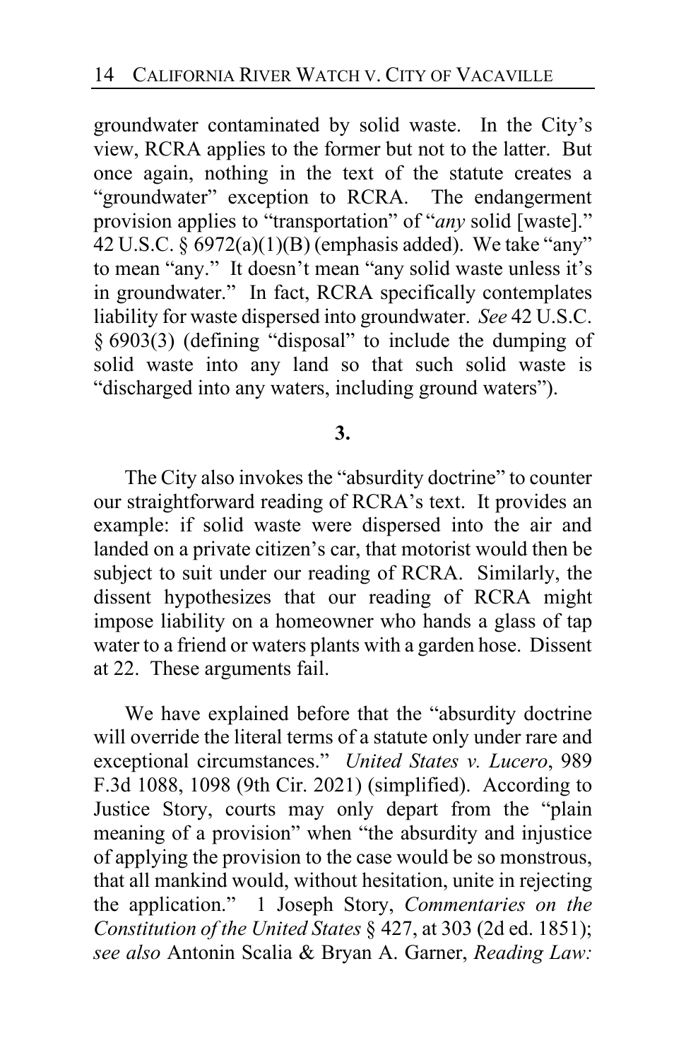groundwater contaminated by solid waste. In the City's view, RCRA applies to the former but not to the latter. But once again, nothing in the text of the statute creates a "groundwater" exception to RCRA. The endangerment provision applies to "transportation" of "*any* solid [waste]." 42 U.S.C. § 6972(a)(1)(B) (emphasis added). We take "any" to mean "any." It doesn't mean "any solid waste unless it's in groundwater." In fact, RCRA specifically contemplates liability for waste dispersed into groundwater. *See* 42 U.S.C. § 6903(3) (defining "disposal" to include the dumping of solid waste into any land so that such solid waste is "discharged into any waters, including ground waters").

**3.**

The City also invokes the "absurdity doctrine" to counter our straightforward reading of RCRA's text. It provides an example: if solid waste were dispersed into the air and landed on a private citizen's car, that motorist would then be subject to suit under our reading of RCRA. Similarly, the dissent hypothesizes that our reading of RCRA might impose liability on a homeowner who hands a glass of tap water to a friend or waters plants with a garden hose. Dissent at 22. These arguments fail.

We have explained before that the "absurdity doctrine will override the literal terms of a statute only under rare and exceptional circumstances." *United States v. Lucero*, 989 F.3d 1088, 1098 (9th Cir. 2021) (simplified). According to Justice Story, courts may only depart from the "plain meaning of a provision" when "the absurdity and injustice of applying the provision to the case would be so monstrous, that all mankind would, without hesitation, unite in rejecting the application." 1 Joseph Story, *Commentaries on the Constitution of the United States* § 427, at 303 (2d ed. 1851); *see also* Antonin Scalia & Bryan A. Garner, *Reading Law:*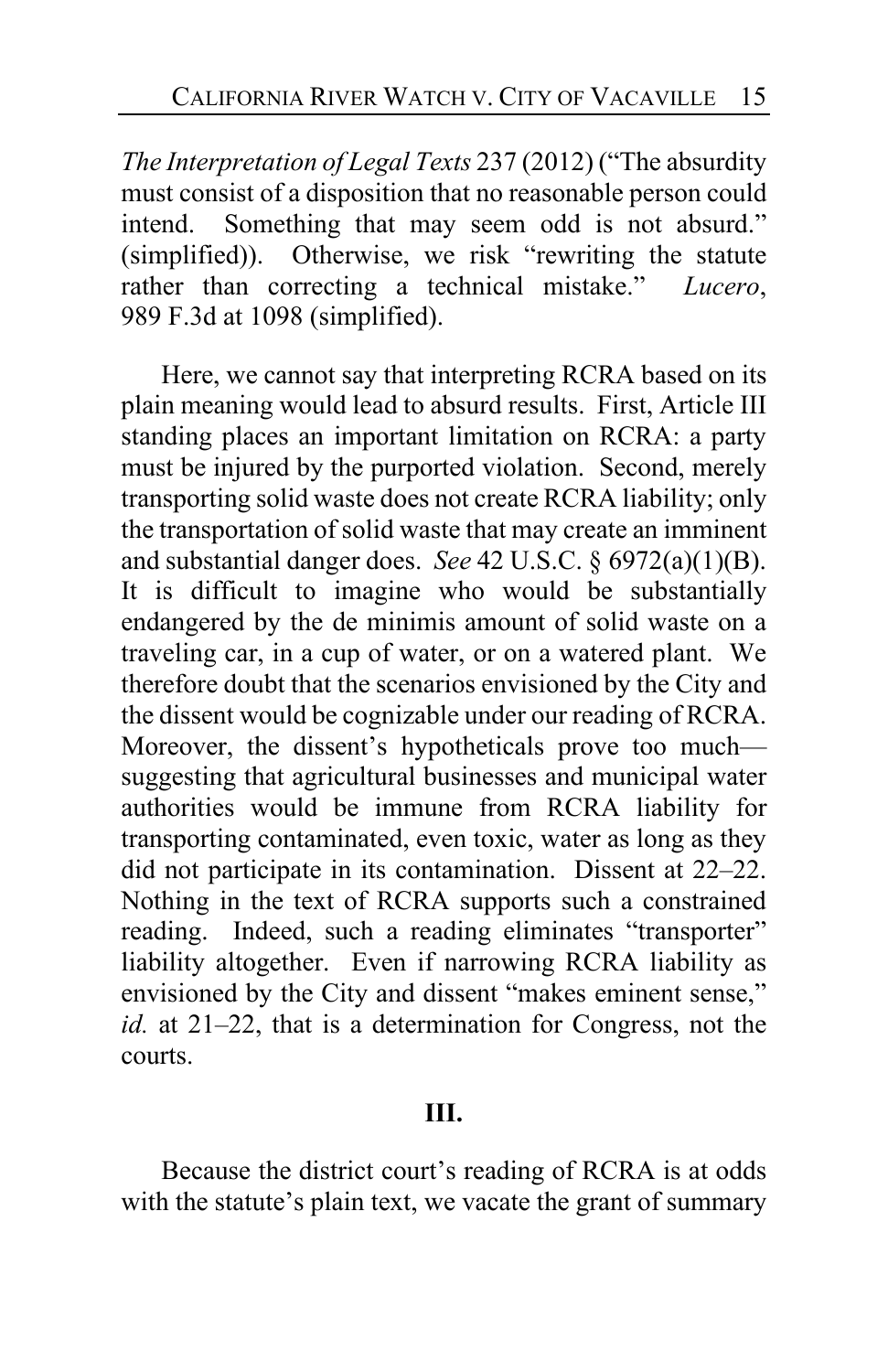*The Interpretation of Legal Texts* 237 (2012) ("The absurdity must consist of a disposition that no reasonable person could intend. Something that may seem odd is not absurd." (simplified)). Otherwise, we risk "rewriting the statute rather than correcting a technical mistake." *Lucero*, 989 F.3d at 1098 (simplified).

Here, we cannot say that interpreting RCRA based on its plain meaning would lead to absurd results. First, Article III standing places an important limitation on RCRA: a party must be injured by the purported violation. Second, merely transporting solid waste does not create RCRA liability; only the transportation of solid waste that may create an imminent and substantial danger does. *See* 42 U.S.C. § 6972(a)(1)(B). It is difficult to imagine who would be substantially endangered by the de minimis amount of solid waste on a traveling car, in a cup of water, or on a watered plant. We therefore doubt that the scenarios envisioned by the City and the dissent would be cognizable under our reading of RCRA. Moreover, the dissent's hypotheticals prove too much—suggesting that agricultural businesses and municipal water authorities would be immune from RCRA liability for transporting contaminated, even toxic, water as long as they did not participate in its contamination. Dissent at 22–22. Nothing in the text of RCRA supports such a constrained reading. Indeed, such a reading eliminates "transporter" liability altogether. Even if narrowing RCRA liability as envisioned by the City and dissent "makes eminent sense," *id.* at 21–22, that is a determination for Congress, not the courts.

## III.

Because the district court's reading of RCRA is at odds with the statute's plain text, we vacate the grant of summary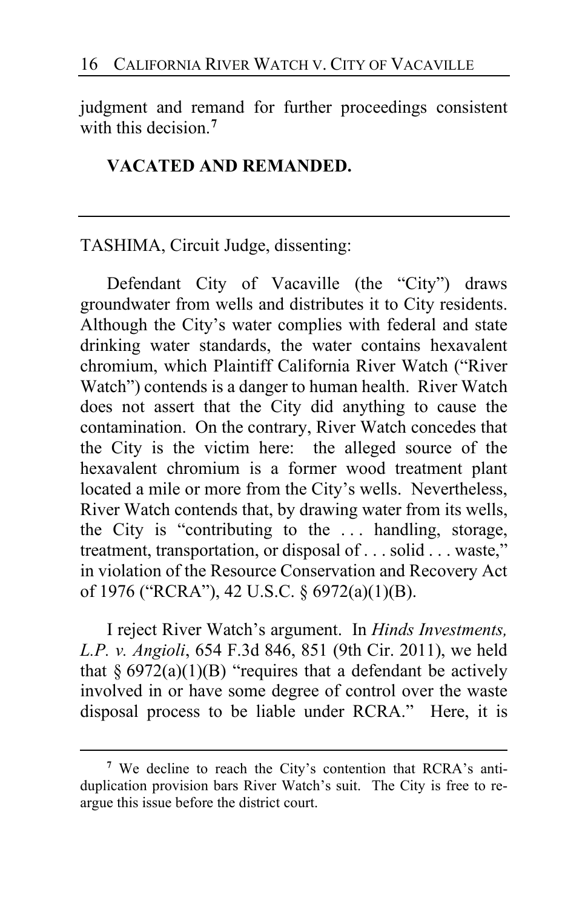judgment and remand for further proceedings consistent with this decision.[7]

**VACATED AND REMANDED.**

---

TASHIMA, Circuit Judge, dissenting:

Defendant City of Vacaville (the "City") draws groundwater from wells and distributes it to City residents. Although the City's water complies with federal and state drinking water standards, the water contains hexavalent chromium, which Plaintiff California River Watch ("River Watch") contends is a danger to human health. River Watch does not assert that the City did anything to cause the contamination. On the contrary, River Watch concedes that the City is the victim here: the alleged source of the hexavalent chromium is a former wood treatment plant located a mile or more from the City's wells. Nevertheless, River Watch contends that, by drawing water from its wells, the City is "contributing to the . . . handling, storage, treatment, transportation, or disposal of . . . solid . . . waste," in violation of the Resource Conservation and Recovery Act of 1976 ("RCRA"), 42 U.S.C. § 6972(a)(1)(B).

I reject River Watch's argument. In *Hinds Investments, L.P. v. Angioli*, 654 F.3d 846, 851 (9th Cir. 2011), we held that § 6972(a)(1)(B) "requires that a defendant be actively involved in or have some degree of control over the waste disposal process to be liable under RCRA." Here, it is

---

[7] We decline to reach the City's contention that RCRA's anti-duplication provision bars River Watch's suit. The City is free to re-argue this issue before the district court.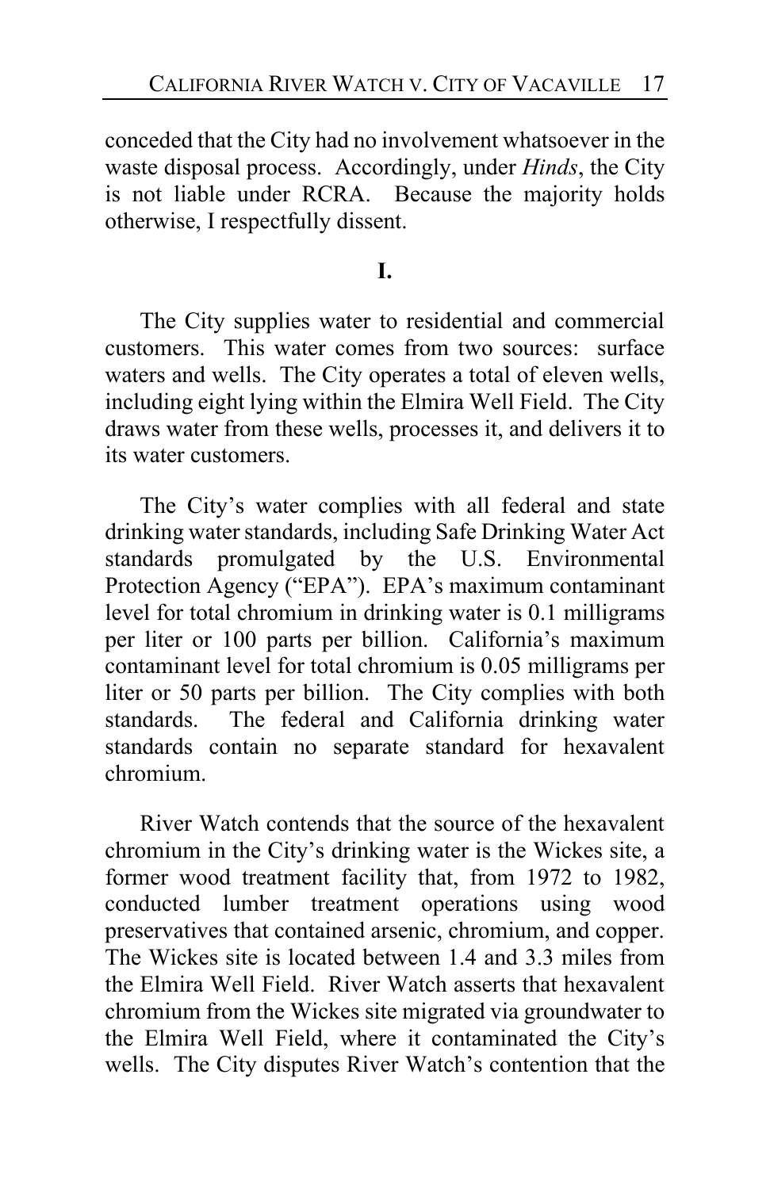conceded that the City had no involvement whatsoever in the waste disposal process. Accordingly, under *Hinds*, the City is not liable under RCRA. Because the majority holds otherwise, I respectfully dissent.

**I.**

The City supplies water to residential and commercial customers. This water comes from two sources: surface waters and wells. The City operates a total of eleven wells, including eight lying within the Elmira Well Field. The City draws water from these wells, processes it, and delivers it to its water customers.

The City's water complies with all federal and state drinking water standards, including Safe Drinking Water Act standards promulgated by the U.S. Environmental Protection Agency ("EPA"). EPA's maximum contaminant level for total chromium in drinking water is 0.1 milligrams per liter or 100 parts per billion. California's maximum contaminant level for total chromium is 0.05 milligrams per liter or 50 parts per billion. The City complies with both standards. The federal and California drinking water standards contain no separate standard for hexavalent chromium.

River Watch contends that the source of the hexavalent chromium in the City's drinking water is the Wickes site, a former wood treatment facility that, from 1972 to 1982, conducted lumber treatment operations using wood preservatives that contained arsenic, chromium, and copper. The Wickes site is located between 1.4 and 3.3 miles from the Elmira Well Field. River Watch asserts that hexavalent chromium from the Wickes site migrated via groundwater to the Elmira Well Field, where it contaminated the City's wells. The City disputes River Watch's contention that the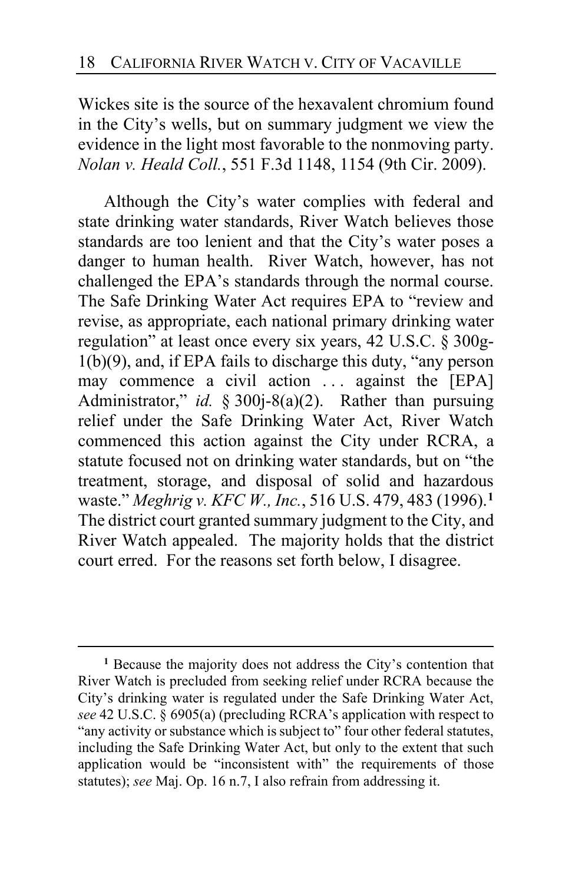Wickes site is the source of the hexavalent chromium found in the City's wells, but on summary judgment we view the evidence in the light most favorable to the nonmoving party. *Nolan v. Heald Coll.*, 551 F.3d 1148, 1154 (9th Cir. 2009).

Although the City's water complies with federal and state drinking water standards, River Watch believes those standards are too lenient and that the City's water poses a danger to human health. River Watch, however, has not challenged the EPA's standards through the normal course. The Safe Drinking Water Act requires EPA to "review and revise, as appropriate, each national primary drinking water regulation" at least once every six years, 42 U.S.C. § 300g-1(b)(9), and, if EPA fails to discharge this duty, "any person may commence a civil action . . . against the [EPA] Administrator," *id.* § 300j-8(a)(2). Rather than pursuing relief under the Safe Drinking Water Act, River Watch commenced this action against the City under RCRA, a statute focused not on drinking water standards, but on "the treatment, storage, and disposal of solid and hazardous waste." *Meghrig v. KFC W., Inc.*, 516 U.S. 479, 483 (1996).[1] The district court granted summary judgment to the City, and River Watch appealed. The majority holds that the district court erred. For the reasons set forth below, I disagree.

---

[1] Because the majority does not address the City's contention that River Watch is precluded from seeking relief under RCRA because the City's drinking water is regulated under the Safe Drinking Water Act, *see* 42 U.S.C. § 6905(a) (precluding RCRA's application with respect to "any activity or substance which is subject to" four other federal statutes, including the Safe Drinking Water Act, but only to the extent that such application would be "inconsistent with" the requirements of those statutes); *see* Maj. Op. 16 n.7, I also refrain from addressing it.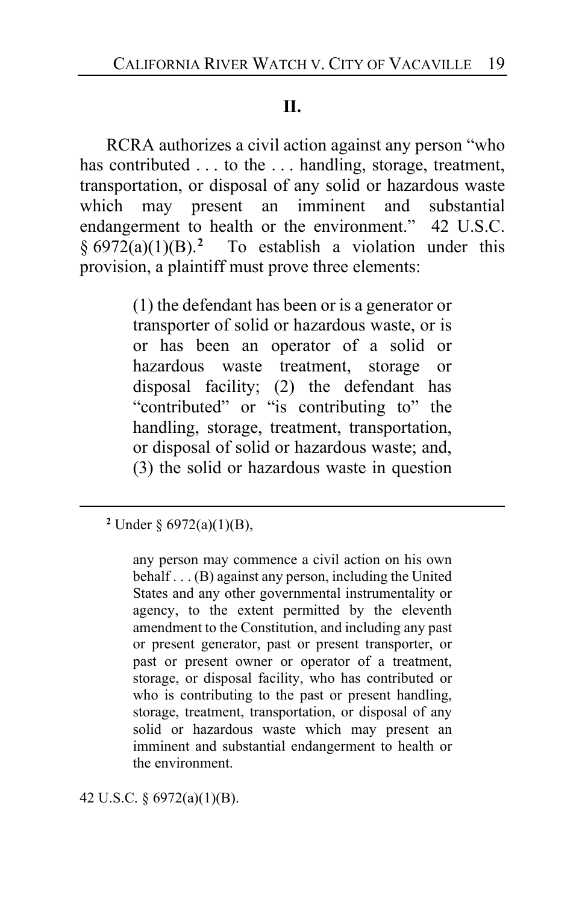## II.

RCRA authorizes a civil action against any person "who has contributed . . . to the . . . handling, storage, treatment, transportation, or disposal of any solid or hazardous waste which may present an imminent and substantial endangerment to health or the environment." 42 U.S.C. § 6972(a)(1)(B).[2] To establish a violation under this provision, a plaintiff must prove three elements:

> (1) the defendant has been or is a generator or transporter of solid or hazardous waste, or is or has been an operator of a solid or hazardous waste treatment, storage or disposal facility; (2) the defendant has "contributed" or "is contributing to" the handling, storage, treatment, transportation, or disposal of solid or hazardous waste; and, (3) the solid or hazardous waste in question

---

[2] Under § 6972(a)(1)(B),

> any person may commence a civil action on his own behalf . . . (B) against any person, including the United States and any other governmental instrumentality or agency, to the extent permitted by the eleventh amendment to the Constitution, and including any past or present generator, past or present transporter, or past or present owner or operator of a treatment, storage, or disposal facility, who has contributed or who is contributing to the past or present handling, storage, treatment, transportation, or disposal of any solid or hazardous waste which may present an imminent and substantial endangerment to health or the environment.

42 U.S.C. § 6972(a)(1)(B).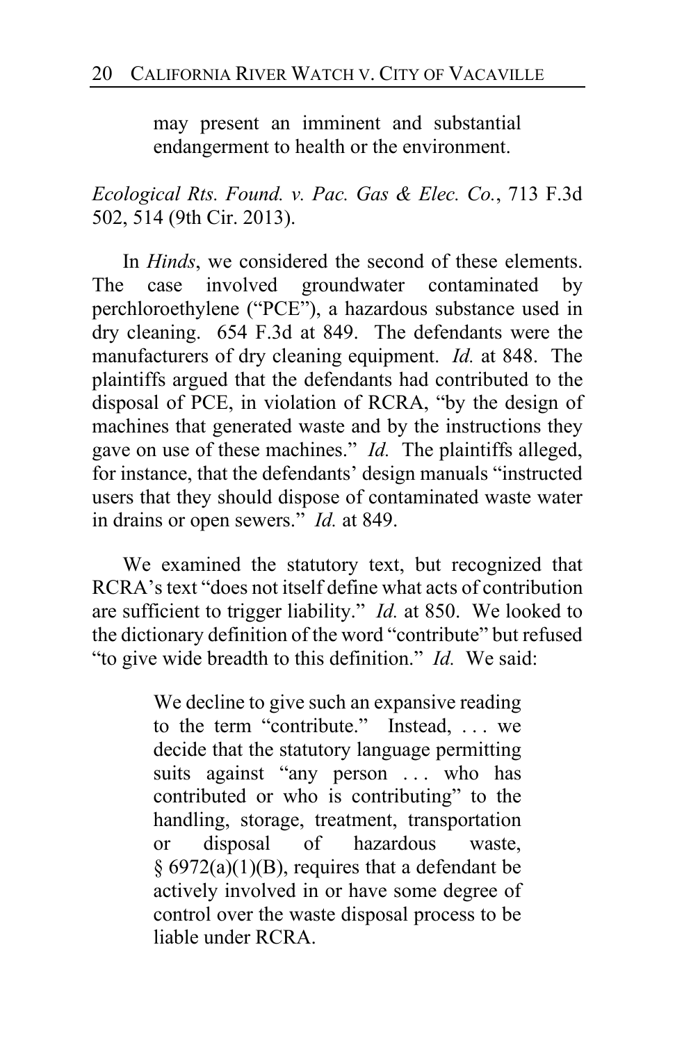> may present an imminent and substantial endangerment to health or the environment.

*Ecological Rts. Found. v. Pac. Gas & Elec. Co.*, 713 F.3d 502, 514 (9th Cir. 2013).

In *Hinds*, we considered the second of these elements. The case involved groundwater contaminated by perchloroethylene ("PCE"), a hazardous substance used in dry cleaning. 654 F.3d at 849. The defendants were the manufacturers of dry cleaning equipment. *Id.* at 848. The plaintiffs argued that the defendants had contributed to the disposal of PCE, in violation of RCRA, "by the design of machines that generated waste and by the instructions they gave on use of these machines." *Id.* The plaintiffs alleged, for instance, that the defendants' design manuals "instructed users that they should dispose of contaminated waste water in drains or open sewers." *Id.* at 849.

We examined the statutory text, but recognized that RCRA's text "does not itself define what acts of contribution are sufficient to trigger liability." *Id.* at 850. We looked to the dictionary definition of the word "contribute" but refused "to give wide breadth to this definition." *Id.* We said:

> We decline to give such an expansive reading to the term "contribute." Instead, . . . we decide that the statutory language permitting suits against "any person . . . who has contributed or who is contributing" to the handling, storage, treatment, transportation or disposal of hazardous waste, § 6972(a)(1)(B), requires that a defendant be actively involved in or have some degree of control over the waste disposal process to be liable under RCRA.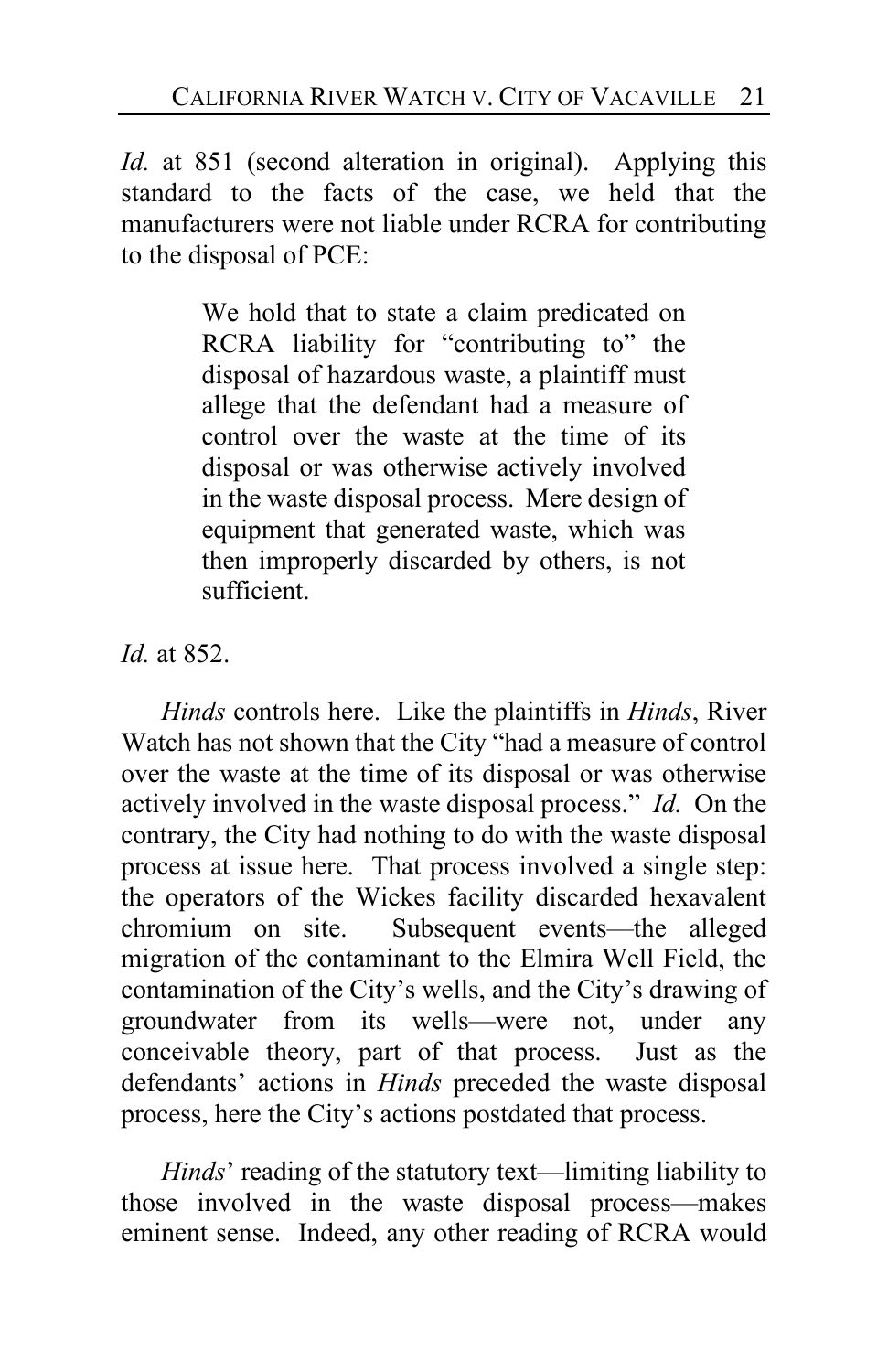*Id.* at 851 (second alteration in original). Applying this standard to the facts of the case, we held that the manufacturers were not liable under RCRA for contributing to the disposal of PCE:

> We hold that to state a claim predicated on RCRA liability for "contributing to" the disposal of hazardous waste, a plaintiff must allege that the defendant had a measure of control over the waste at the time of its disposal or was otherwise actively involved in the waste disposal process. Mere design of equipment that generated waste, which was then improperly discarded by others, is not sufficient.

*Id.* at 852.

*Hinds* controls here. Like the plaintiffs in *Hinds*, River Watch has not shown that the City "had a measure of control over the waste at the time of its disposal or was otherwise actively involved in the waste disposal process." *Id.* On the contrary, the City had nothing to do with the waste disposal process at issue here. That process involved a single step: the operators of the Wickes facility discarded hexavalent chromium on site. Subsequent events—the alleged migration of the contaminant to the Elmira Well Field, the contamination of the City's wells, and the City's drawing of groundwater from its wells—were not, under any conceivable theory, part of that process. Just as the defendants' actions in *Hinds* preceded the waste disposal process, here the City's actions postdated that process.

*Hinds*' reading of the statutory text—limiting liability to those involved in the waste disposal process—makes eminent sense. Indeed, any other reading of RCRA would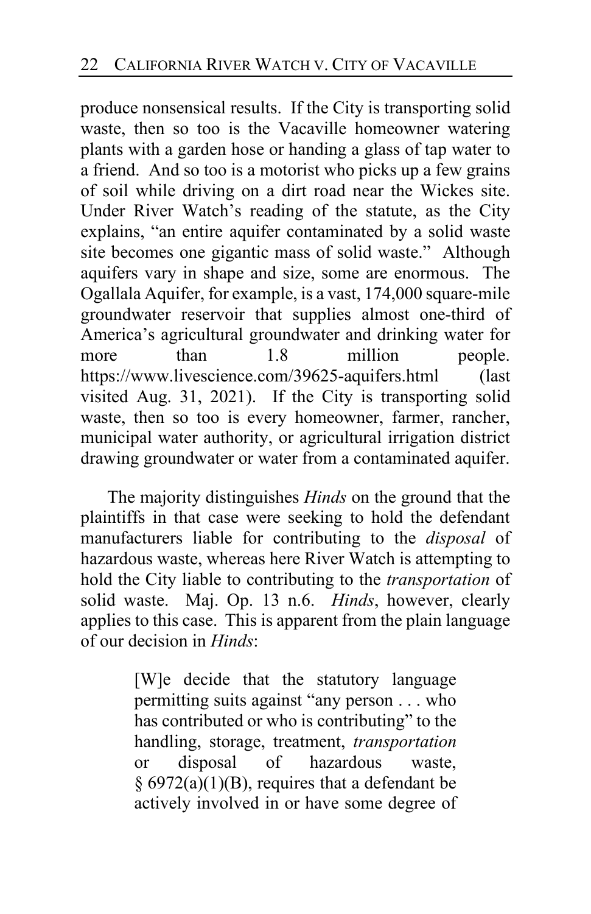produce nonsensical results. If the City is transporting solid waste, then so too is the Vacaville homeowner watering plants with a garden hose or handing a glass of tap water to a friend. And so too is a motorist who picks up a few grains of soil while driving on a dirt road near the Wickes site. Under River Watch's reading of the statute, as the City explains, "an entire aquifer contaminated by a solid waste site becomes one gigantic mass of solid waste." Although aquifers vary in shape and size, some are enormous. The Ogallala Aquifer, for example, is a vast, 174,000 square-mile groundwater reservoir that supplies almost one-third of America's agricultural groundwater and drinking water for more than 1.8 million people. https://www.livescience.com/39625-aquifers.html (last visited Aug. 31, 2021). If the City is transporting solid waste, then so too is every homeowner, farmer, rancher, municipal water authority, or agricultural irrigation district drawing groundwater or water from a contaminated aquifer.

The majority distinguishes *Hinds* on the ground that the plaintiffs in that case were seeking to hold the defendant manufacturers liable for contributing to the *disposal* of hazardous waste, whereas here River Watch is attempting to hold the City liable to contributing to the *transportation* of solid waste. Maj. Op. 13 n.6. *Hinds*, however, clearly applies to this case. This is apparent from the plain language of our decision in *Hinds*:

> [W]e decide that the statutory language permitting suits against "any person . . . who has contributed or who is contributing" to the handling, storage, treatment, *transportation* or disposal of hazardous waste, § 6972(a)(1)(B), requires that a defendant be actively involved in or have some degree of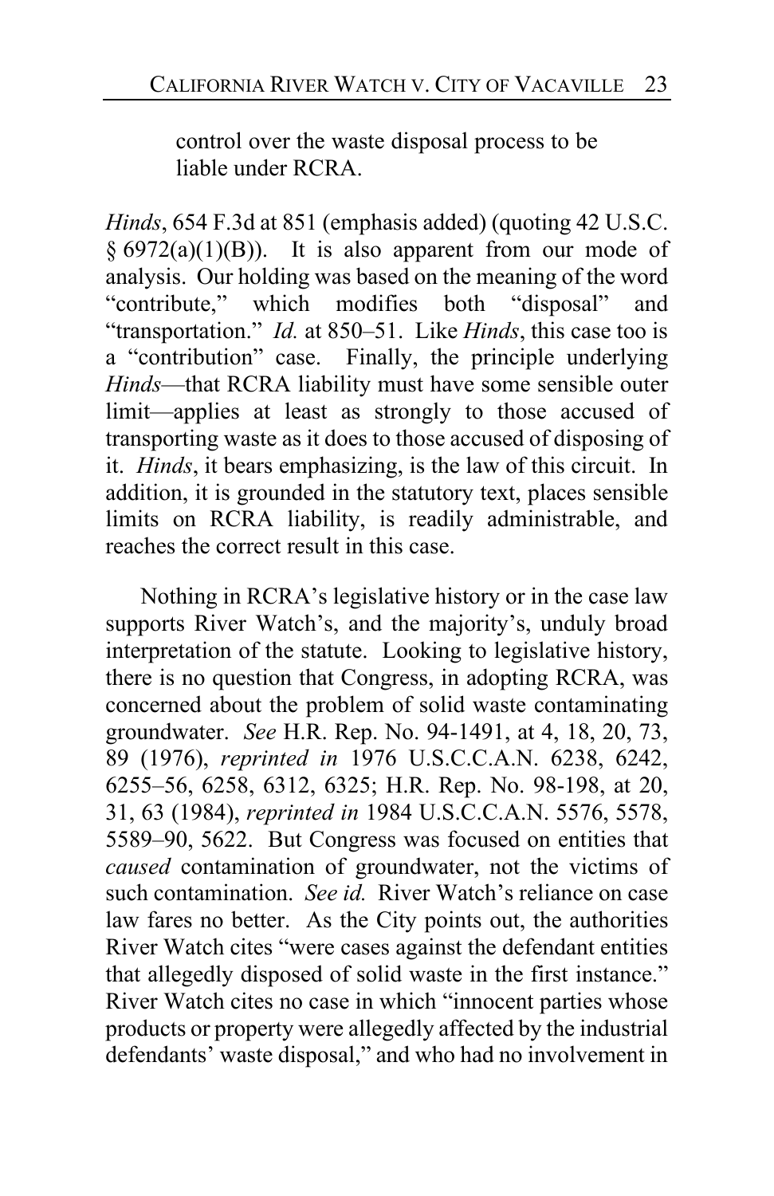control over the waste disposal process to be liable under RCRA.

*Hinds*, 654 F.3d at 851 (emphasis added) (quoting 42 U.S.C. § 6972(a)(1)(B)). It is also apparent from our mode of analysis. Our holding was based on the meaning of the word "contribute," which modifies both "disposal" and "transportation." *Id.* at 850–51. Like *Hinds*, this case too is a "contribution" case. Finally, the principle underlying *Hinds*—that RCRA liability must have some sensible outer limit—applies at least as strongly to those accused of transporting waste as it does to those accused of disposing of it. *Hinds*, it bears emphasizing, is the law of this circuit. In addition, it is grounded in the statutory text, places sensible limits on RCRA liability, is readily administrable, and reaches the correct result in this case.

Nothing in RCRA's legislative history or in the case law supports River Watch's, and the majority's, unduly broad interpretation of the statute. Looking to legislative history, there is no question that Congress, in adopting RCRA, was concerned about the problem of solid waste contaminating groundwater. *See* H.R. Rep. No. 94-1491, at 4, 18, 20, 73, 89 (1976), *reprinted in* 1976 U.S.C.C.A.N. 6238, 6242, 6255–56, 6258, 6312, 6325; H.R. Rep. No. 98-198, at 20, 31, 63 (1984), *reprinted in* 1984 U.S.C.C.A.N. 5576, 5578, 5589–90, 5622. But Congress was focused on entities that *caused* contamination of groundwater, not the victims of such contamination. *See id.* River Watch's reliance on case law fares no better. As the City points out, the authorities River Watch cites "were cases against the defendant entities that allegedly disposed of solid waste in the first instance." River Watch cites no case in which "innocent parties whose products or property were allegedly affected by the industrial defendants' waste disposal," and who had no involvement in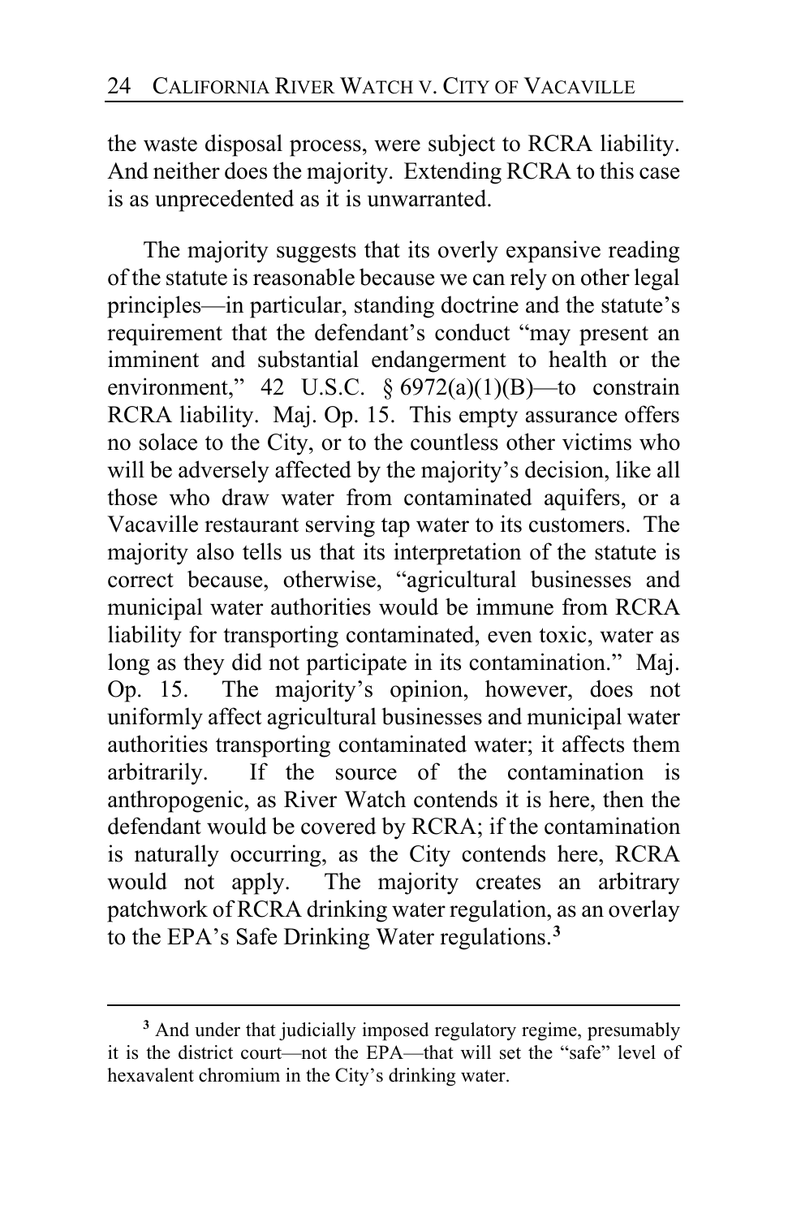the waste disposal process, were subject to RCRA liability. And neither does the majority. Extending RCRA to this case is as unprecedented as it is unwarranted.

The majority suggests that its overly expansive reading of the statute is reasonable because we can rely on other legal principles—in particular, standing doctrine and the statute's requirement that the defendant's conduct "may present an imminent and substantial endangerment to health or the environment," 42 U.S.C. § 6972(a)(1)(B)—to constrain RCRA liability. Maj. Op. 15. This empty assurance offers no solace to the City, or to the countless other victims who will be adversely affected by the majority's decision, like all those who draw water from contaminated aquifers, or a Vacaville restaurant serving tap water to its customers. The majority also tells us that its interpretation of the statute is correct because, otherwise, "agricultural businesses and municipal water authorities would be immune from RCRA liability for transporting contaminated, even toxic, water as long as they did not participate in its contamination." Maj. Op. 15. The majority's opinion, however, does not uniformly affect agricultural businesses and municipal water authorities transporting contaminated water; it affects them arbitrarily. If the source of the contamination is anthropogenic, as River Watch contends it is here, then the defendant would be covered by RCRA; if the contamination is naturally occurring, as the City contends here, RCRA would not apply. The majority creates an arbitrary patchwork of RCRA drinking water regulation, as an overlay to the EPA's Safe Drinking Water regulations.[3]

---

[3] And under that judicially imposed regulatory regime, presumably it is the district court—not the EPA—that will set the "safe" level of hexavalent chromium in the City's drinking water.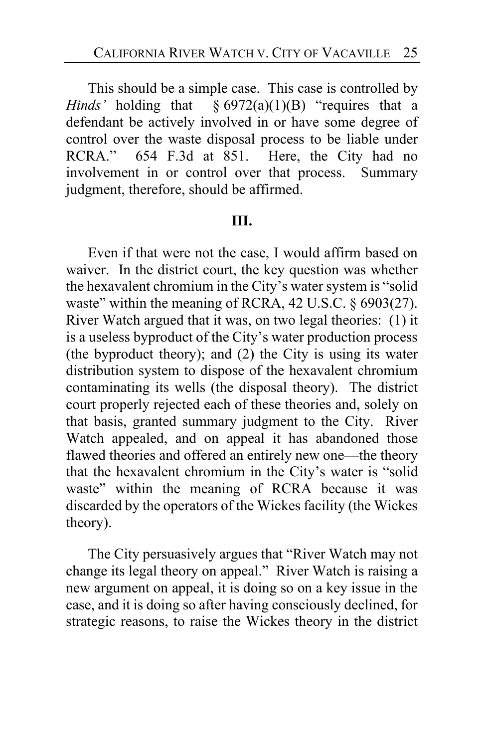This should be a simple case. This case is controlled by *Hinds'* holding that § 6972(a)(1)(B) "requires that a defendant be actively involved in or have some degree of control over the waste disposal process to be liable under RCRA." 654 F.3d at 851. Here, the City had no involvement in or control over that process. Summary judgment, therefore, should be affirmed.

## III.

Even if that were not the case, I would affirm based on waiver. In the district court, the key question was whether the hexavalent chromium in the City's water system is "solid waste" within the meaning of RCRA, 42 U.S.C. § 6903(27). River Watch argued that it was, on two legal theories: (1) it is a useless byproduct of the City's water production process (the byproduct theory); and (2) the City is using its water distribution system to dispose of the hexavalent chromium contaminating its wells (the disposal theory). The district court properly rejected each of these theories and, solely on that basis, granted summary judgment to the City. River Watch appealed, and on appeal it has abandoned those flawed theories and offered an entirely new one—the theory that the hexavalent chromium in the City's water is "solid waste" within the meaning of RCRA because it was discarded by the operators of the Wickes facility (the Wickes theory).

The City persuasively argues that "River Watch may not change its legal theory on appeal." River Watch is raising a new argument on appeal, it is doing so on a key issue in the case, and it is doing so after having consciously declined, for strategic reasons, to raise the Wickes theory in the district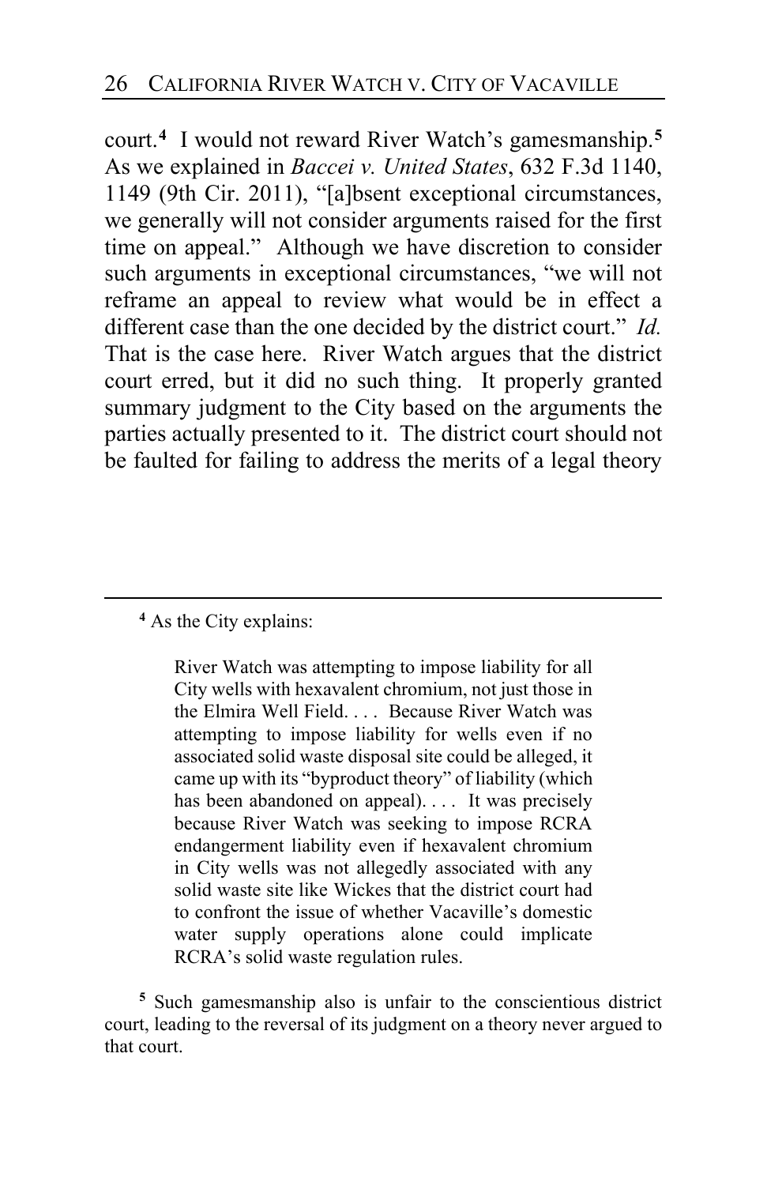court.[4] I would not reward River Watch's gamesmanship.[5] As we explained in *Baccei v. United States*, 632 F.3d 1140, 1149 (9th Cir. 2011), "[a]bsent exceptional circumstances, we generally will not consider arguments raised for the first time on appeal." Although we have discretion to consider such arguments in exceptional circumstances, "we will not reframe an appeal to review what would be in effect a different case than the one decided by the district court." *Id.* That is the case here. River Watch argues that the district court erred, but it did no such thing. It properly granted summary judgment to the City based on the arguments the parties actually presented to it. The district court should not be faulted for failing to address the merits of a legal theory

---

[4] As the City explains:

> River Watch was attempting to impose liability for all City wells with hexavalent chromium, not just those in the Elmira Well Field. . . . Because River Watch was attempting to impose liability for wells even if no associated solid waste disposal site could be alleged, it came up with its "byproduct theory" of liability (which has been abandoned on appeal). . . . It was precisely because River Watch was seeking to impose RCRA endangerment liability even if hexavalent chromium in City wells was not allegedly associated with any solid waste site like Wickes that the district court had to confront the issue of whether Vacaville's domestic water supply operations alone could implicate RCRA's solid waste regulation rules.

[5] Such gamesmanship also is unfair to the conscientious district court, leading to the reversal of its judgment on a theory never argued to that court.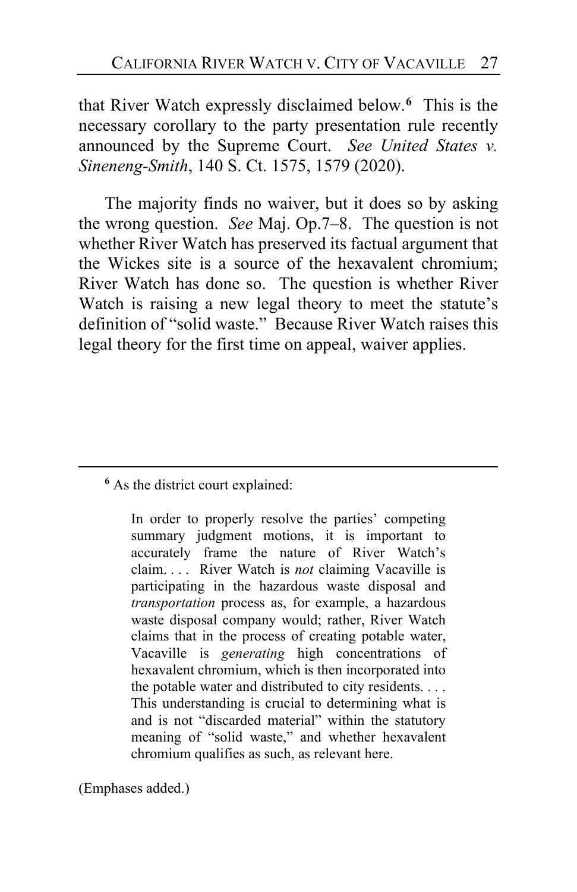that River Watch expressly disclaimed below.[6] This is the necessary corollary to the party presentation rule recently announced by the Supreme Court. *See United States v. Sineneng-Smith*, 140 S. Ct. 1575, 1579 (2020).

The majority finds no waiver, but it does so by asking the wrong question. *See* Maj. Op.7–8. The question is not whether River Watch has preserved its factual argument that the Wickes site is a source of the hexavalent chromium; River Watch has done so. The question is whether River Watch is raising a new legal theory to meet the statute's definition of "solid waste." Because River Watch raises this legal theory for the first time on appeal, waiver applies.

---

[6] As the district court explained:

> In order to properly resolve the parties' competing summary judgment motions, it is important to accurately frame the nature of River Watch's claim. . . . River Watch is *not* claiming Vacaville is participating in the hazardous waste disposal and *transportation* process as, for example, a hazardous waste disposal company would; rather, River Watch claims that in the process of creating potable water, Vacaville is *generating* high concentrations of hexavalent chromium, which is then incorporated into the potable water and distributed to city residents. . . . This understanding is crucial to determining what is and is not "discarded material" within the statutory meaning of "solid waste," and whether hexavalent chromium qualifies as such, as relevant here.

(Emphases added.)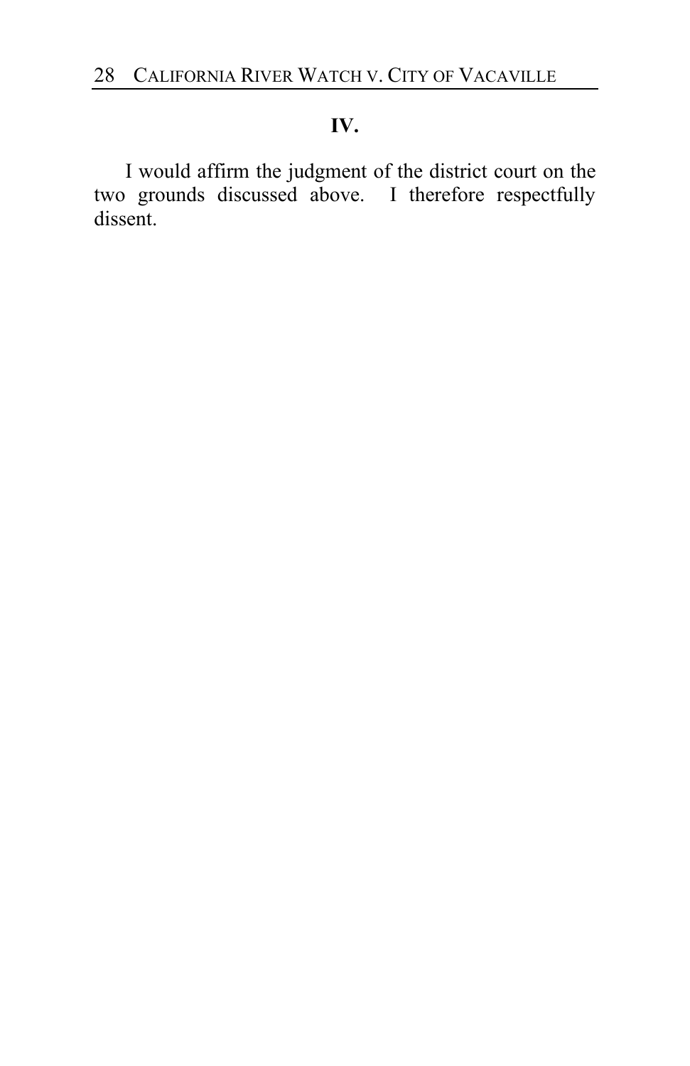## IV.

I would affirm the judgment of the district court on the two grounds discussed above. I therefore respectfully dissent.